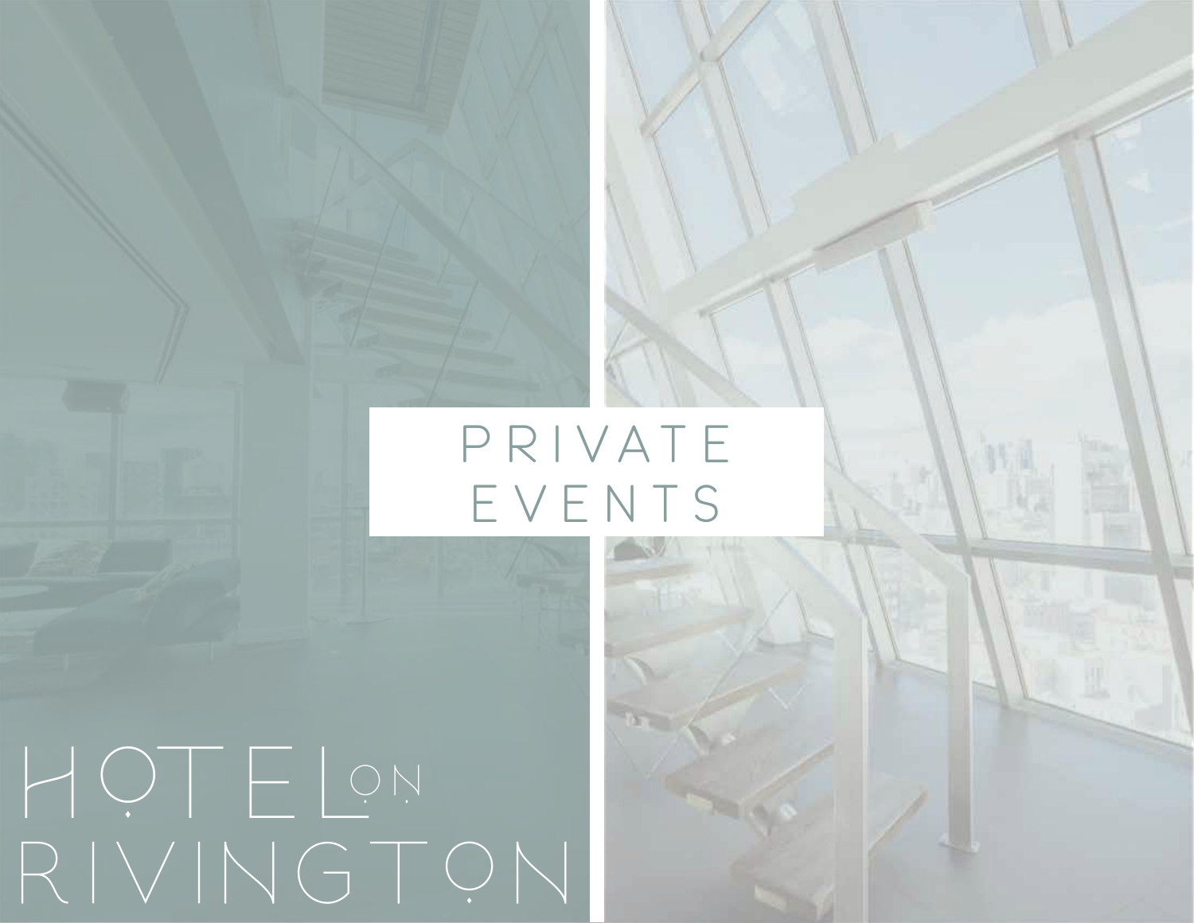# PRIVATE EVENTS

HOTEL ON RIVINGTON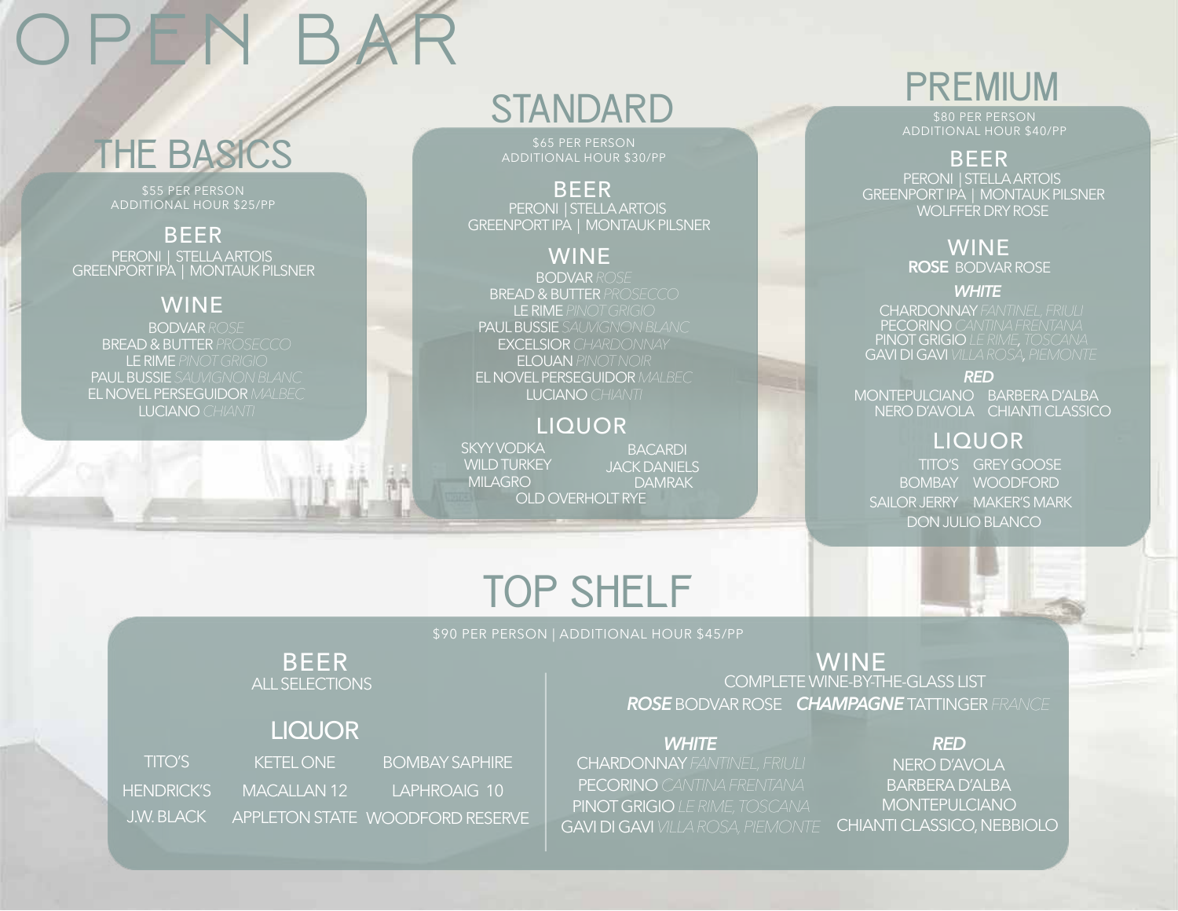# OPEN BAR

## THE BASICS

$55 PER PERSON
ADDITIONAL HOUR $25/PP

### BEER

PERONI | STELLA ARTOIS
GREENPORT IPA | MONTAUK PILSNER

### WINE

BODVAR *ROSE*
BREAD & BUTTER *PROSECCO*
LE RIME *PINOT GRIGIO*
PAUL BUSSIE *SAUVIGNON BLANC*
EL NOVEL PERSEGUIDOR *MALBEC*
LUCIANO *CHIANTI*

## STANDARD

$65 PER PERSON
ADDITIONAL HOUR $30/PP

### BEER

PERONI | STELLA ARTOIS
GREENPORT IPA | MONTAUK PILSNER

### WINE

BODVAR *ROSE*
BREAD & BUTTER *PROSECCO*
LE RIME *PINOT GRIGIO*
PAUL BUSSIE *SAUVIGNON BLANC*
EXCELSIOR *CHARDONNAY*
ELOUAN *PINOT NOIR*
EL NOVEL PERSEGUIDOR *MALBEC*
LUCIANO *CHIANTI*

### LIQUOR

SKYY VODKA
BACARDI
WILD TURKEY
JACK DANIELS
MILAGRO
DAMRAK
OLD OVERHOLT RYE

## PREMIUM

$80 PER PERSON
ADDITIONAL HOUR $40/PP

### BEER

PERONI | STELLA ARTOIS
GREENPORT IPA | MONTAUK PILSNER
WOLFFER DRY ROSE

### WINE

**ROSE** BODVAR ROSE

***WHITE***

CHARDONNAY *FANTINEL, FRIULI*
PECORINO *CANTINA FRENTANA*
PINOT GRIGIO *LE RIME, TOSCANA*
GAVI DI GAVI *VILLA ROSA, PIEMONTE*

***RED***

MONTEPULCIANO
BARBERA D'ALBA
NERO D'AVOLA
CHIANTI CLASSICO

### LIQUOR

TITO'S
GREY GOOSE
BOMBAY
WOODFORD
SAILOR JERRY
MAKER'S MARK
DON JULIO BLANCO

## TOP SHELF

$90 PER PERSON | ADDITIONAL HOUR $45/PP

### BEER

ALL SELECTIONS

### LIQUOR

TITO'S
KETEL ONE
BOMBAY SAPHIRE
HENDRICK'S
MACALLAN 12
LAPHROAIG 10
J.W. BLACK
APPLETON STATE
WOODFORD RESERVE

### WINE

COMPLETE WINE-BY-THE-GLASS LIST

***ROSE*** BODVAR ROSE ***CHAMPAGNE*** TATTINGER *FRANCE*

***WHITE***

CHARDONNAY *FANTINEL, FRIULI*
PECORINO *CANTINA FRENTANA*
PINOT GRIGIO *LE RIME, TOSCANA*
GAVI DI GAVI *VILLA ROSA, PIEMONTE*

***RED***

NERO D'AVOLA
BARBERA D'ALBA
MONTEPULCIANO
CHIANTI CLASSICO, NEBBIOLO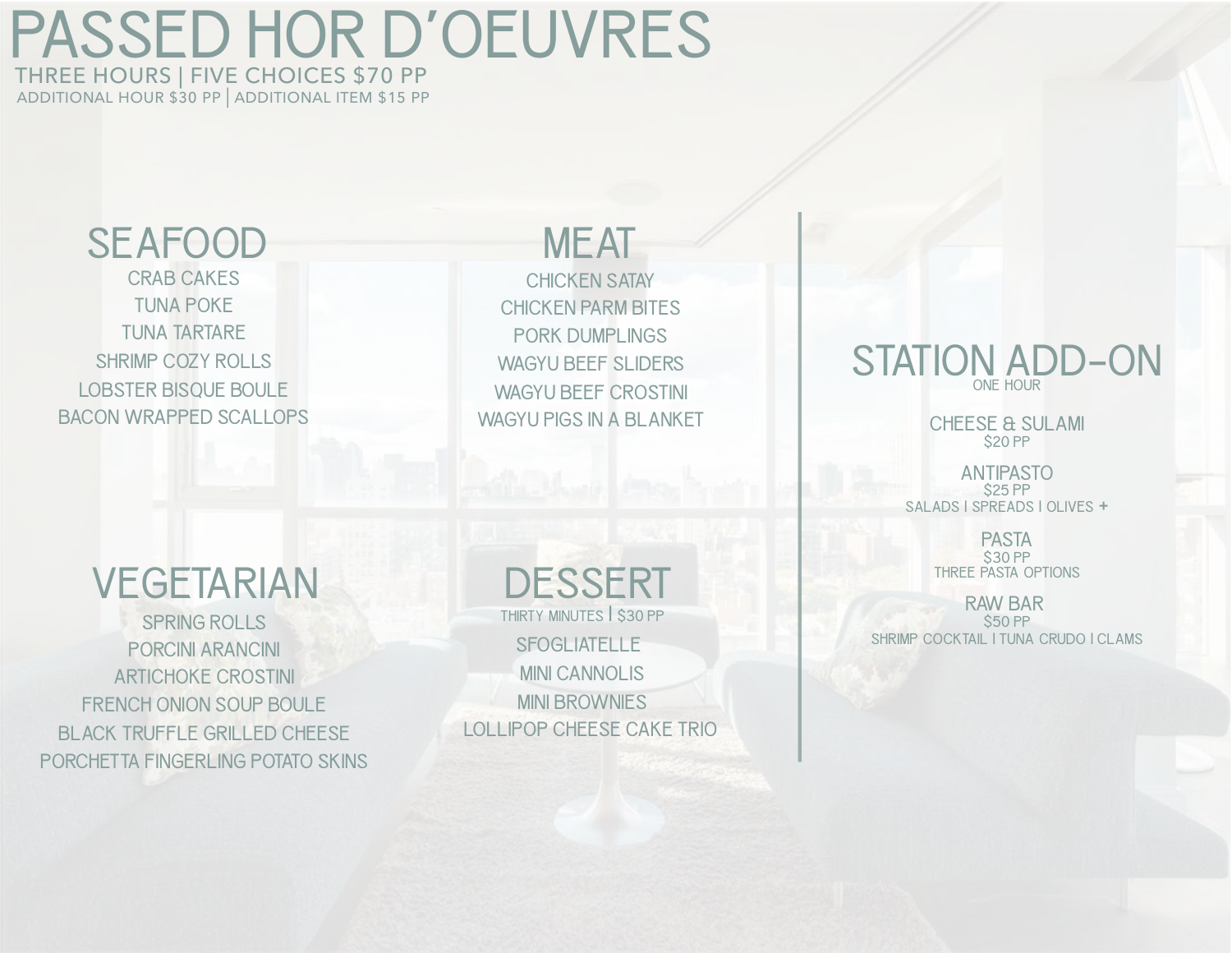# PASSED HOR D'OEUVRES

THREE HOURS | FIVE CHOICES $70 PP

ADDITIONAL HOUR $30 PP | ADDITIONAL ITEM $15 PP

## SEAFOOD

CRAB CAKES

TUNA POKE

TUNA TARTARE

SHRIMP COZY ROLLS

LOBSTER BISQUE BOULE

BACON WRAPPED SCALLOPS

## MEAT

CHICKEN SATAY

CHICKEN PARM BITES

PORK DUMPLINGS

WAGYU BEEF SLIDERS

WAGYU BEEF CROSTINI

WAGYU PIGS IN A BLANKET

## VEGETARIAN

SPRING ROLLS

PORCINI ARANCINI

ARTICHOKE CROSTINI

FRENCH ONION SOUP BOULE

BLACK TRUFFLE GRILLED CHEESE

PORCHETTA FINGERLING POTATO SKINS

## DESSERT

THIRTY MINUTES | $30 PP

SFOGLIATELLE

MINI CANNOLIS

MINI BROWNIES

LOLLIPOP CHEESE CAKE TRIO

## STATION ADD-ON

ONE HOUR

CHEESE & SULAMI
$20 PP

ANTIPASTO
$25 PP
SALADS | SPREADS | OLIVES +

PASTA
$30 PP
THREE PASTA OPTIONS

RAW BAR
$50 PP
SHRIMP COCKTAIL | TUNA CRUDO | CLAMS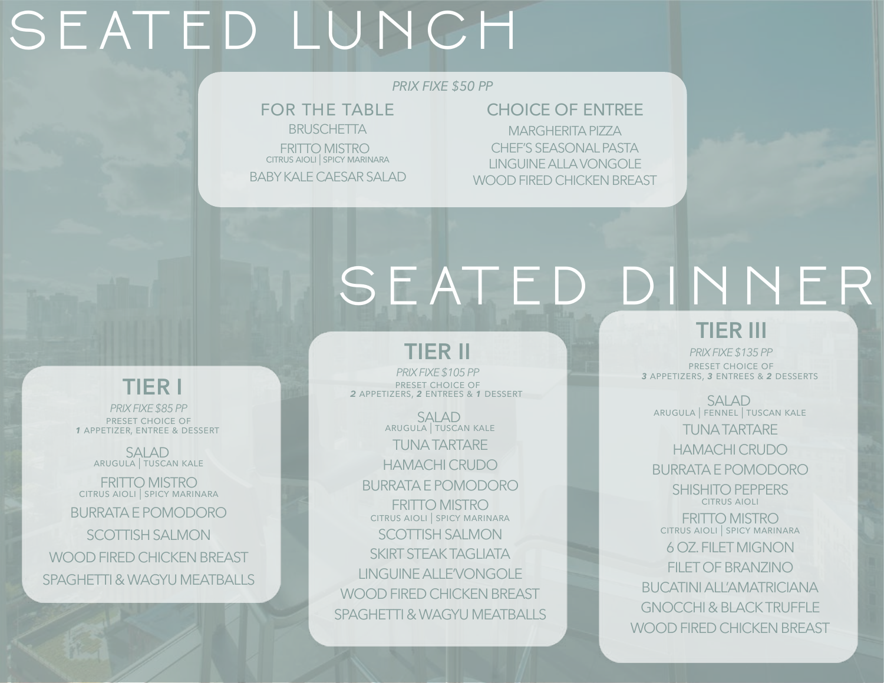# SEATED LUNCH

*PRIX FIXE $50 PP*

### FOR THE TABLE

BRUSCHETTA

FRITTO MISTRO
CITRUS AIOLI | SPICY MARINARA

BABY KALE CAESAR SALAD

### CHOICE OF ENTREE

MARGHERITA PIZZA

CHEF'S SEASONAL PASTA

LINGUINE ALLA VONGOLE

WOOD FIRED CHICKEN BREAST

# SEATED DINNER

## TIER I

*PRIX FIXE $85 PP*

PRESET CHOICE OF
***1*** APPETIZER, ENTREE & DESSERT

SALAD
ARUGULA | TUSCAN KALE

FRITTO MISTRO
CITRUS AIOLI | SPICY MARINARA

BURRATA E POMODORO

SCOTTISH SALMON

WOOD FIRED CHICKEN BREAST

SPAGHETTI & WAGYU MEATBALLS

## TIER II

*PRIX FIXE $105 PP*

PRESET CHOICE OF
***2*** APPETIZERS, ***2*** ENTREES & ***1*** DESSERT

SALAD
ARUGULA | TUSCAN KALE

TUNA TARTARE

HAMACHI CRUDO

BURRATA E POMODORO

FRITTO MISTRO
CITRUS AIOLI | SPICY MARINARA

SCOTTISH SALMON

SKIRT STEAK TAGLIATA

LINGUINE ALLE'VONGOLE

WOOD FIRED CHICKEN BREAST

SPAGHETTI & WAGYU MEATBALLS

## TIER III

*PRIX FIXE $135 PP*

PRESET CHOICE OF
***3*** APPETIZERS, ***3*** ENTREES & ***2*** DESSERTS

SALAD
ARUGULA | FENNEL | TUSCAN KALE

TUNA TARTARE

HAMACHI CRUDO

BURRATA E POMODORO

SHISHITO PEPPERS
CITRUS AIOLI

FRITTO MISTRO
CITRUS AIOLI | SPICY MARINARA

6 OZ. FILET MIGNON

FILET OF BRANZINO

BUCATINI ALL'AMATRICIANA

GNOCCHI & BLACK TRUFFLE

WOOD FIRED CHICKEN BREAST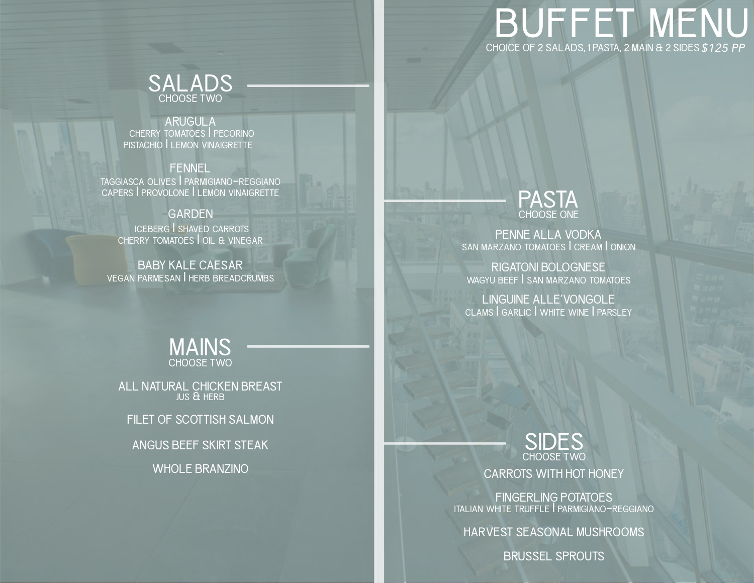# BUFFET MENU

CHOICE OF 2 SALADS, 1 PASTA, 2 MAIN & 2 SIDES *$125 PP*

## SALADS

CHOOSE TWO

### ARUGULA

CHERRY TOMATOES | PECORINO
PISTACHIO | LEMON VINAIGRETTE

### FENNEL

TAGGIASCA OLIVES | PARMIGIANO-REGGIANO
CAPERS | PROVOLONE | LEMON VINAIGRETTE

### GARDEN

ICEBERG | SHAVED CARROTS
CHERRY TOMATOES | OIL & VINEGAR

### BABY KALE CAESAR

VEGAN PARMESAN | HERB BREADCRUMBS

## MAINS

CHOOSE TWO

### ALL NATURAL CHICKEN BREAST

JUS & HERB

### FILET OF SCOTTISH SALMON

### ANGUS BEEF SKIRT STEAK

### WHOLE BRANZINO

## PASTA

CHOOSE ONE

### PENNE ALLA VODKA

SAN MARZANO TOMATOES | CREAM | ONION

### RIGATONI BOLOGNESE

WAGYU BEEF | SAN MARZANO TOMATOES

### LINGUINE ALLE'VONGOLE

CLAMS | GARLIC | WHITE WINE | PARSLEY

## SIDES

CHOOSE TWO

### CARROTS WITH HOT HONEY

### FINGERLING POTATOES

ITALIAN WHITE TRUFFLE | PARMIGIANO-REGGIANO

### HARVEST SEASONAL MUSHROOMS

### BRUSSEL SPROUTS